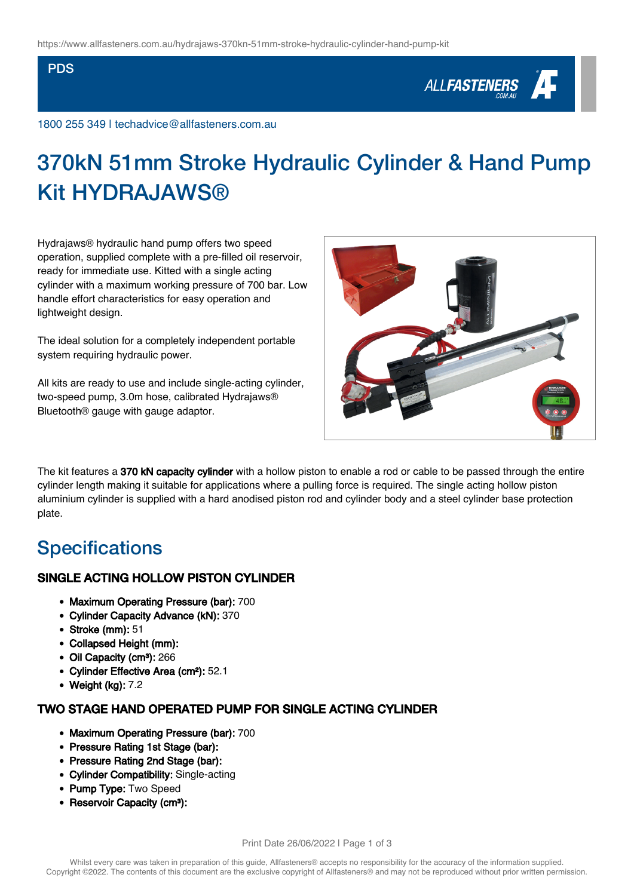https://www.allfasteners.com.au/hydrajaws-370kn-51mm-stroke-hydraulic-cylinder-hand-pump-kit

PDS

1800 255 349 | techadvice@allfasteners.com.au

# 370kN 51mm Stroke Hydraulic Cylinder & Hand Pump Kit HYDRAJAWS®

Hydrajaws® hydraulic hand pump offers two speed operation, supplied complete with a pre-filled oil reservoir, ready for immediate use. Kitted with a single acting cylinder with a maximum working pressure of 700 bar. Low handle effort characteristics for easy operation and lightweight design.

The ideal solution for a completely independent portable system requiring hydraulic power.

All kits are ready to use and include single-acting cylinder, two-speed pump, 3.0m hose, calibrated Hydrajaws® Bluetooth® gauge with gauge adaptor.

The kit features a **370 kN capacity cylinder** with a hollow piston to enable a rod or cable to be passed through the entire cylinder length making it suitable for applications where a pulling force is required. The single acting hollow piston aluminium cylinder is supplied with a hard anodised piston rod and cylinder body and a steel cylinder base protection plate.

## Specifications

### SINGLE ACTING HOLLOW PISTON CYLINDER

- **Maximum Operating Pressure (bar):** 700
- **Cylinder Capacity Advance (kN):** 370
- **Stroke (mm):** 51
- **Collapsed Height (mm):**
- **Oil Capacity (cm³):** 266
- **Cylinder Effective Area (cm²):** 52.1
- **Weight (kg):** 7.2

### TWO STAGE HAND OPERATED PUMP FOR SINGLE ACTING CYLINDER

- **Maximum Operating Pressure (bar):** 700
- **Pressure Rating 1st Stage (bar):**
- **Pressure Rating 2nd Stage (bar):**
- **Cylinder Compatibility:** Single-acting
- **Pump Type:** Two Speed
- **Reservoir Capacity (cm³):**

Whilst every care was taken in preparation of this guide, Allfasteners® accepts no responsibility for the accuracy of the information supplied.
Copyright ©2022. The contents of this document are the exclusive copyright of Allfasteners® and may not be reproduced without prior written permission.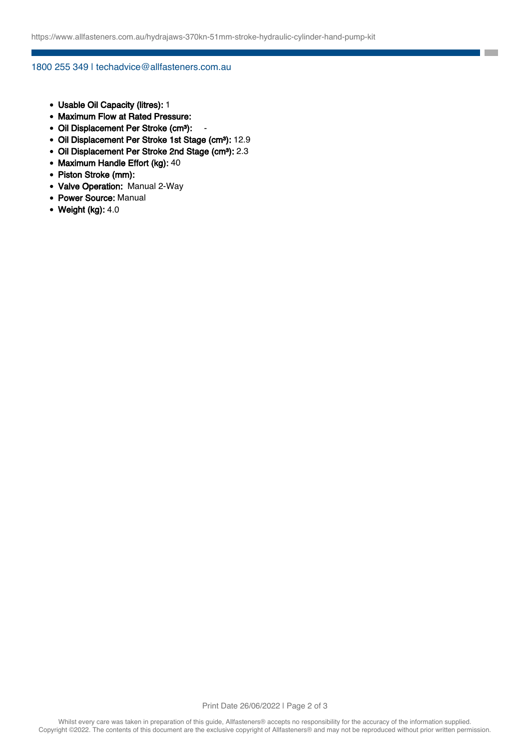- **Usable Oil Capacity (litres):** 1
- **Maximum Flow at Rated Pressure:**
- **Oil Displacement Per Stroke (cm³):** -
- **Oil Displacement Per Stroke 1st Stage (cm³):** 12.9
- **Oil Displacement Per Stroke 2nd Stage (cm³):** 2.3
- **Maximum Handle Effort (kg):** 40
- **Piston Stroke (mm):**
- **Valve Operation:** Manual 2-Way
- **Power Source:** Manual
- **Weight (kg):** 4.0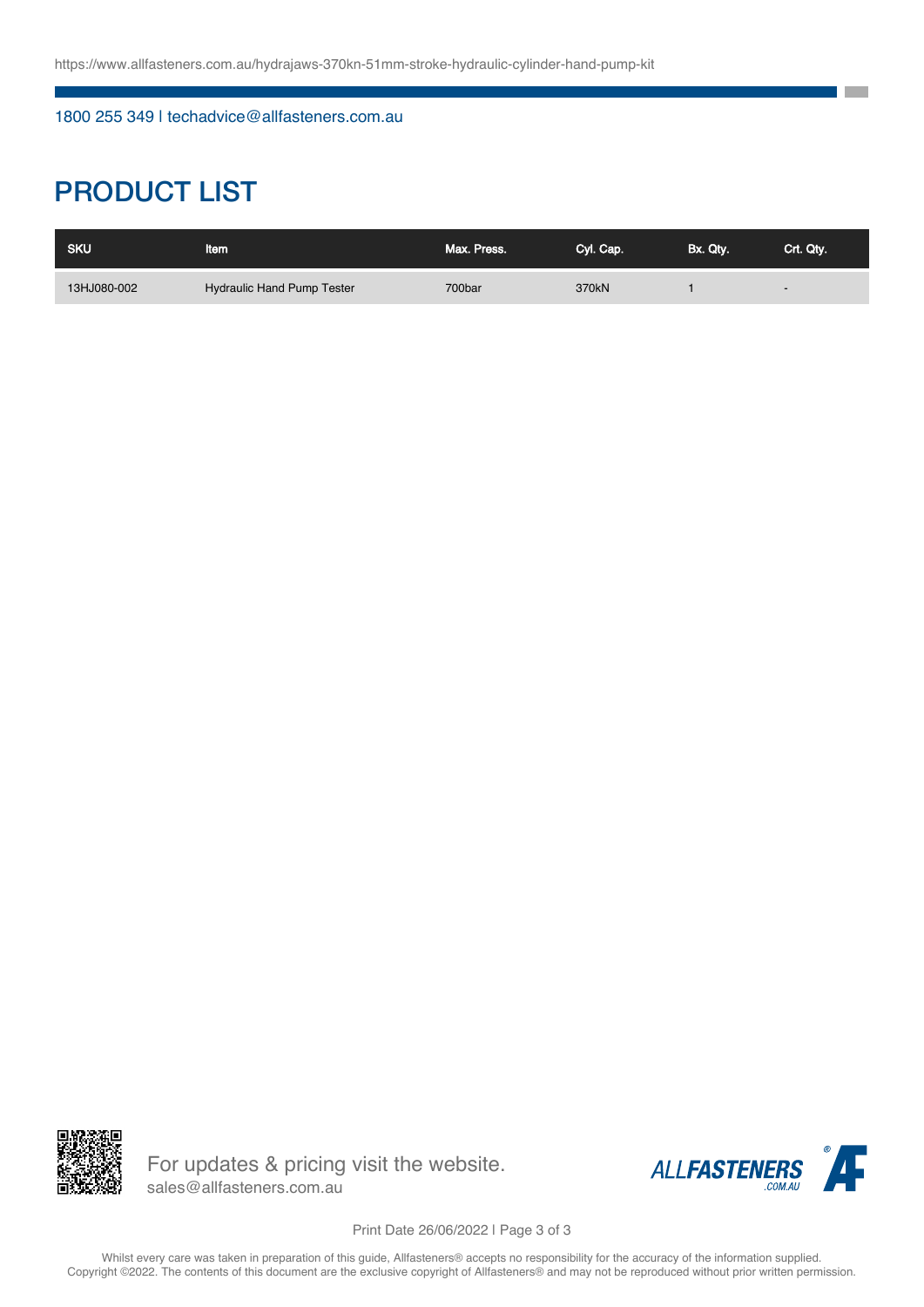# PRODUCT LIST

| SKU | Item | Max. Press. | Cyl. Cap. | Bx. Qty. | Crt. Qty. |
|---|---|---|---|---|---|
| 13HJ080-002 | Hydraulic Hand Pump Tester | 700bar | 370kN | 1 | - |

For updates & pricing visit the website.
sales@allfasteners.com.au

Whilst every care was taken in preparation of this guide, Allfasteners® accepts no responsibility for the accuracy of the information supplied.
Copyright ©2022. The contents of this document are the exclusive copyright of Allfasteners® and may not be reproduced without prior written permission.